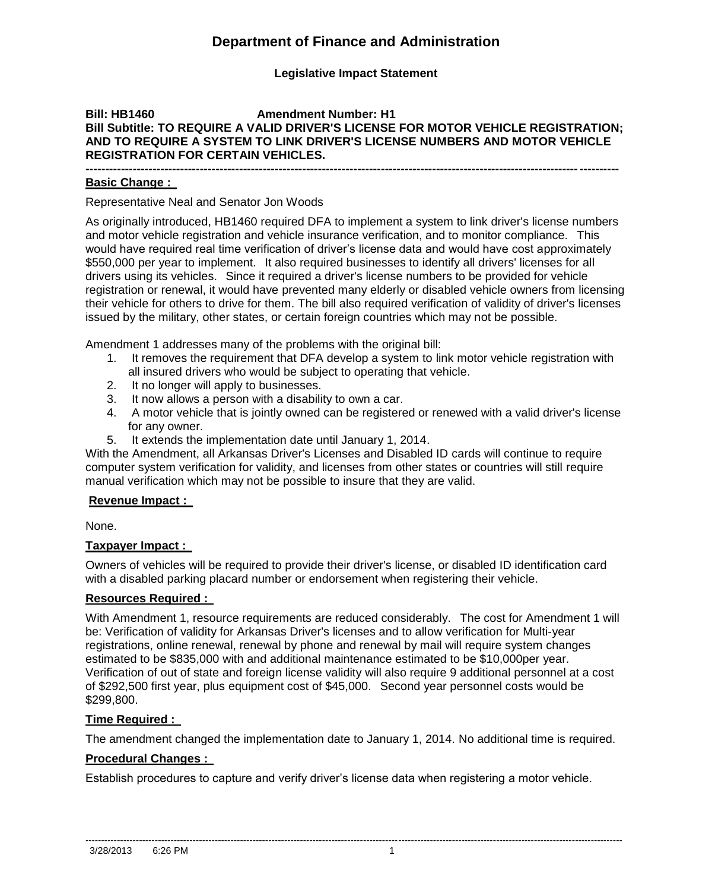# Department of Finance and Administration

**Legislative Impact Statement**

**Bill: HB1460 Amendment Number: H1**

**Bill Subtitle: TO REQUIRE A VALID DRIVER'S LICENSE FOR MOTOR VEHICLE REGISTRATION; AND TO REQUIRE A SYSTEM TO LINK DRIVER'S LICENSE NUMBERS AND MOTOR VEHICLE REGISTRATION FOR CERTAIN VEHICLES.**

---

## Basic Change :

Representative Neal and Senator Jon Woods

As originally introduced, HB1460 required DFA to implement a system to link driver's license numbers and motor vehicle registration and vehicle insurance verification, and to monitor compliance. This would have required real time verification of driver's license data and would have cost approximately $550,000 per year to implement. It also required businesses to identify all drivers' licenses for all drivers using its vehicles. Since it required a driver's license numbers to be provided for vehicle registration or renewal, it would have prevented many elderly or disabled vehicle owners from licensing their vehicle for others to drive for them. The bill also required verification of validity of driver's licenses issued by the military, other states, or certain foreign countries which may not be possible.

Amendment 1 addresses many of the problems with the original bill:

1. It removes the requirement that DFA develop a system to link motor vehicle registration with all insured drivers who would be subject to operating that vehicle.
2. It no longer will apply to businesses.
3. It now allows a person with a disability to own a car.
4. A motor vehicle that is jointly owned can be registered or renewed with a valid driver's license for any owner.
5. It extends the implementation date until January 1, 2014.

With the Amendment, all Arkansas Driver's Licenses and Disabled ID cards will continue to require computer system verification for validity, and licenses from other states or countries will still require manual verification which may not be possible to insure that they are valid.

## Revenue Impact :

None.

## Taxpayer Impact :

Owners of vehicles will be required to provide their driver's license, or disabled ID identification card with a disabled parking placard number or endorsement when registering their vehicle.

## Resources Required :

With Amendment 1, resource requirements are reduced considerably. The cost for Amendment 1 will be: Verification of validity for Arkansas Driver's licenses and to allow verification for Multi-year registrations, online renewal, renewal by phone and renewal by mail will require system changes estimated to be $835,000 with and additional maintenance estimated to be $10,000per year. Verification of out of state and foreign license validity will also require 9 additional personnel at a cost of $292,500 first year, plus equipment cost of $45,000. Second year personnel costs would be $299,800.

## Time Required :

The amendment changed the implementation date to January 1, 2014. No additional time is required.

## Procedural Changes :

Establish procedures to capture and verify driver's license data when registering a motor vehicle.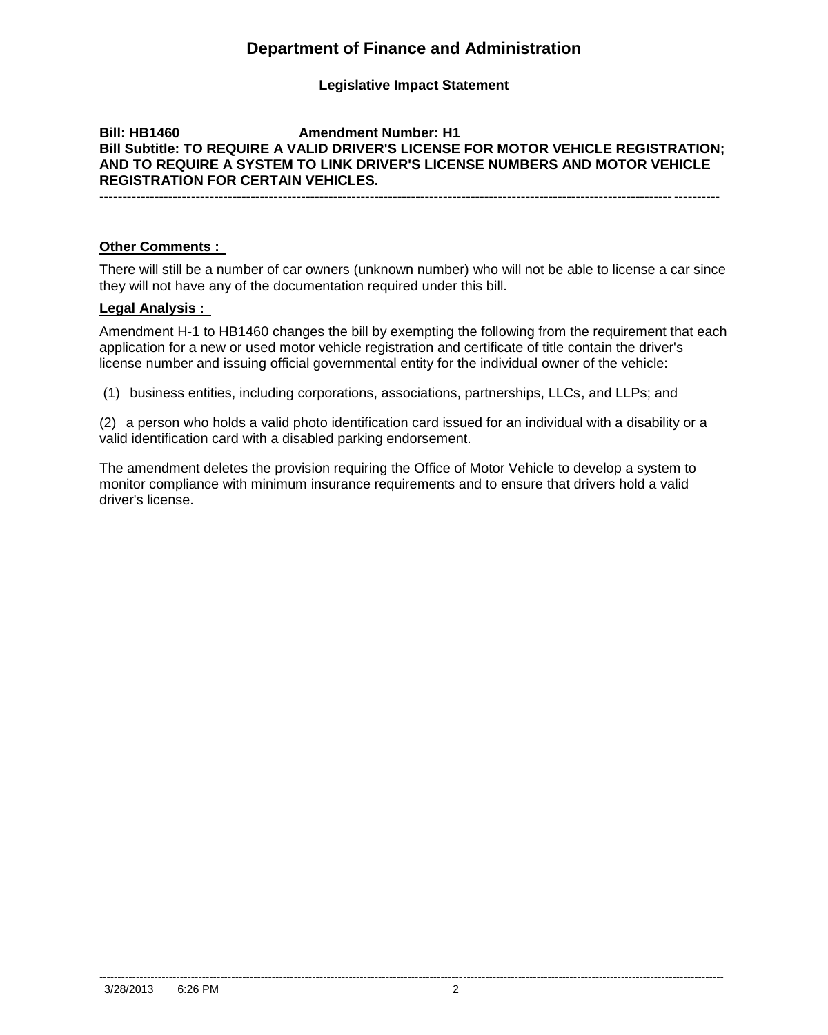# Department of Finance and Administration

**Legislative Impact Statement**

**Bill: HB1460 Amendment Number: H1**
**Bill Subtitle: TO REQUIRE A VALID DRIVER'S LICENSE FOR MOTOR VEHICLE REGISTRATION; AND TO REQUIRE A SYSTEM TO LINK DRIVER'S LICENSE NUMBERS AND MOTOR VEHICLE REGISTRATION FOR CERTAIN VEHICLES.**

---

**Other Comments :**

There will still be a number of car owners (unknown number) who will not be able to license a car since they will not have any of the documentation required under this bill.

**Legal Analysis :**

Amendment H-1 to HB1460 changes the bill by exempting the following from the requirement that each application for a new or used motor vehicle registration and certificate of title contain the driver's license number and issuing official governmental entity for the individual owner of the vehicle:

(1) business entities, including corporations, associations, partnerships, LLCs, and LLPs; and

(2) a person who holds a valid photo identification card issued for an individual with a disability or a valid identification card with a disabled parking endorsement.

The amendment deletes the provision requiring the Office of Motor Vehicle to develop a system to monitor compliance with minimum insurance requirements and to ensure that drivers hold a valid driver's license.